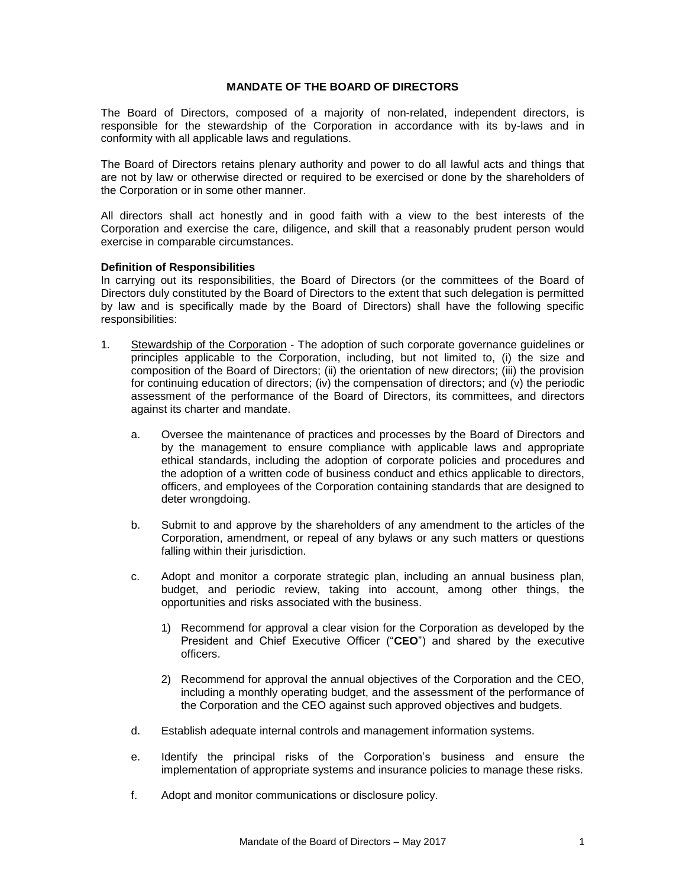# MANDATE OF THE BOARD OF DIRECTORS

The Board of Directors, composed of a majority of non-related, independent directors, is responsible for the stewardship of the Corporation in accordance with its by-laws and in conformity with all applicable laws and regulations.

The Board of Directors retains plenary authority and power to do all lawful acts and things that are not by law or otherwise directed or required to be exercised or done by the shareholders of the Corporation or in some other manner.

All directors shall act honestly and in good faith with a view to the best interests of the Corporation and exercise the care, diligence, and skill that a reasonably prudent person would exercise in comparable circumstances.

**Definition of Responsibilities**

In carrying out its responsibilities, the Board of Directors (or the committees of the Board of Directors duly constituted by the Board of Directors to the extent that such delegation is permitted by law and is specifically made by the Board of Directors) shall have the following specific responsibilities:

1. Stewardship of the Corporation - The adoption of such corporate governance guidelines or principles applicable to the Corporation, including, but not limited to, (i) the size and composition of the Board of Directors; (ii) the orientation of new directors; (iii) the provision for continuing education of directors; (iv) the compensation of directors; and (v) the periodic assessment of the performance of the Board of Directors, its committees, and directors against its charter and mandate.

   a. Oversee the maintenance of practices and processes by the Board of Directors and by the management to ensure compliance with applicable laws and appropriate ethical standards, including the adoption of corporate policies and procedures and the adoption of a written code of business conduct and ethics applicable to directors, officers, and employees of the Corporation containing standards that are designed to deter wrongdoing.

   b. Submit to and approve by the shareholders of any amendment to the articles of the Corporation, amendment, or repeal of any bylaws or any such matters or questions falling within their jurisdiction.

   c. Adopt and monitor a corporate strategic plan, including an annual business plan, budget, and periodic review, taking into account, among other things, the opportunities and risks associated with the business.

      1) Recommend for approval a clear vision for the Corporation as developed by the President and Chief Executive Officer ("**CEO**") and shared by the executive officers.

      2) Recommend for approval the annual objectives of the Corporation and the CEO, including a monthly operating budget, and the assessment of the performance of the Corporation and the CEO against such approved objectives and budgets.

   d. Establish adequate internal controls and management information systems.

   e. Identify the principal risks of the Corporation's business and ensure the implementation of appropriate systems and insurance policies to manage these risks.

   f. Adopt and monitor communications or disclosure policy.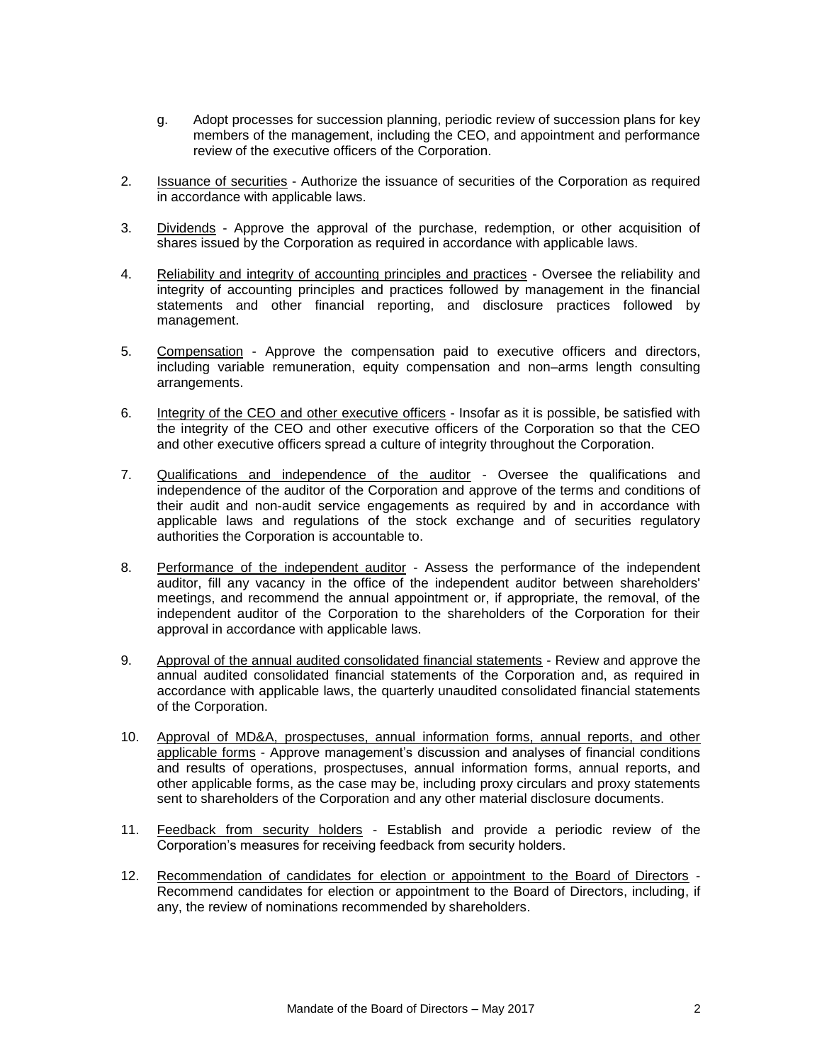g. Adopt processes for succession planning, periodic review of succession plans for key members of the management, including the CEO, and appointment and performance review of the executive officers of the Corporation.

2. Issuance of securities - Authorize the issuance of securities of the Corporation as required in accordance with applicable laws.

3. Dividends - Approve the approval of the purchase, redemption, or other acquisition of shares issued by the Corporation as required in accordance with applicable laws.

4. Reliability and integrity of accounting principles and practices - Oversee the reliability and integrity of accounting principles and practices followed by management in the financial statements and other financial reporting, and disclosure practices followed by management.

5. Compensation - Approve the compensation paid to executive officers and directors, including variable remuneration, equity compensation and non–arms length consulting arrangements.

6. Integrity of the CEO and other executive officers - Insofar as it is possible, be satisfied with the integrity of the CEO and other executive officers of the Corporation so that the CEO and other executive officers spread a culture of integrity throughout the Corporation.

7. Qualifications and independence of the auditor - Oversee the qualifications and independence of the auditor of the Corporation and approve of the terms and conditions of their audit and non-audit service engagements as required by and in accordance with applicable laws and regulations of the stock exchange and of securities regulatory authorities the Corporation is accountable to.

8. Performance of the independent auditor - Assess the performance of the independent auditor, fill any vacancy in the office of the independent auditor between shareholders' meetings, and recommend the annual appointment or, if appropriate, the removal, of the independent auditor of the Corporation to the shareholders of the Corporation for their approval in accordance with applicable laws.

9. Approval of the annual audited consolidated financial statements - Review and approve the annual audited consolidated financial statements of the Corporation and, as required in accordance with applicable laws, the quarterly unaudited consolidated financial statements of the Corporation.

10. Approval of MD&A, prospectuses, annual information forms, annual reports, and other applicable forms - Approve management's discussion and analyses of financial conditions and results of operations, prospectuses, annual information forms, annual reports, and other applicable forms, as the case may be, including proxy circulars and proxy statements sent to shareholders of the Corporation and any other material disclosure documents.

11. Feedback from security holders - Establish and provide a periodic review of the Corporation's measures for receiving feedback from security holders.

12. Recommendation of candidates for election or appointment to the Board of Directors - Recommend candidates for election or appointment to the Board of Directors, including, if any, the review of nominations recommended by shareholders.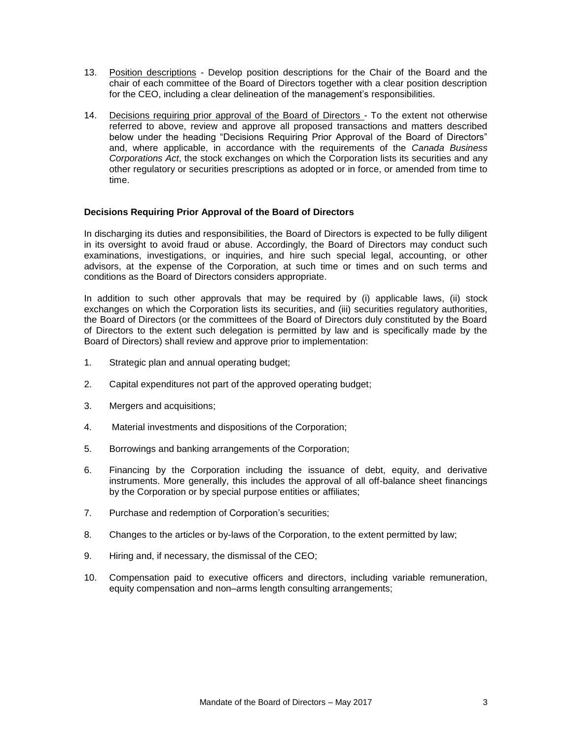13. <u>Position descriptions</u> - Develop position descriptions for the Chair of the Board and the chair of each committee of the Board of Directors together with a clear position description for the CEO, including a clear delineation of the management's responsibilities.

14. <u>Decisions requiring prior approval of the Board of Directors</u> - To the extent not otherwise referred to above, review and approve all proposed transactions and matters described below under the heading "Decisions Requiring Prior Approval of the Board of Directors" and, where applicable, in accordance with the requirements of the *Canada Business Corporations Act*, the stock exchanges on which the Corporation lists its securities and any other regulatory or securities prescriptions as adopted or in force, or amended from time to time.

**Decisions Requiring Prior Approval of the Board of Directors**

In discharging its duties and responsibilities, the Board of Directors is expected to be fully diligent in its oversight to avoid fraud or abuse. Accordingly, the Board of Directors may conduct such examinations, investigations, or inquiries, and hire such special legal, accounting, or other advisors, at the expense of the Corporation, at such time or times and on such terms and conditions as the Board of Directors considers appropriate.

In addition to such other approvals that may be required by (i) applicable laws, (ii) stock exchanges on which the Corporation lists its securities, and (iii) securities regulatory authorities, the Board of Directors (or the committees of the Board of Directors duly constituted by the Board of Directors to the extent such delegation is permitted by law and is specifically made by the Board of Directors) shall review and approve prior to implementation:

1. Strategic plan and annual operating budget;
2. Capital expenditures not part of the approved operating budget;
3. Mergers and acquisitions;
4. Material investments and dispositions of the Corporation;
5. Borrowings and banking arrangements of the Corporation;
6. Financing by the Corporation including the issuance of debt, equity, and derivative instruments. More generally, this includes the approval of all off-balance sheet financings by the Corporation or by special purpose entities or affiliates;
7. Purchase and redemption of Corporation's securities;
8. Changes to the articles or by-laws of the Corporation, to the extent permitted by law;
9. Hiring and, if necessary, the dismissal of the CEO;
10. Compensation paid to executive officers and directors, including variable remuneration, equity compensation and non–arms length consulting arrangements;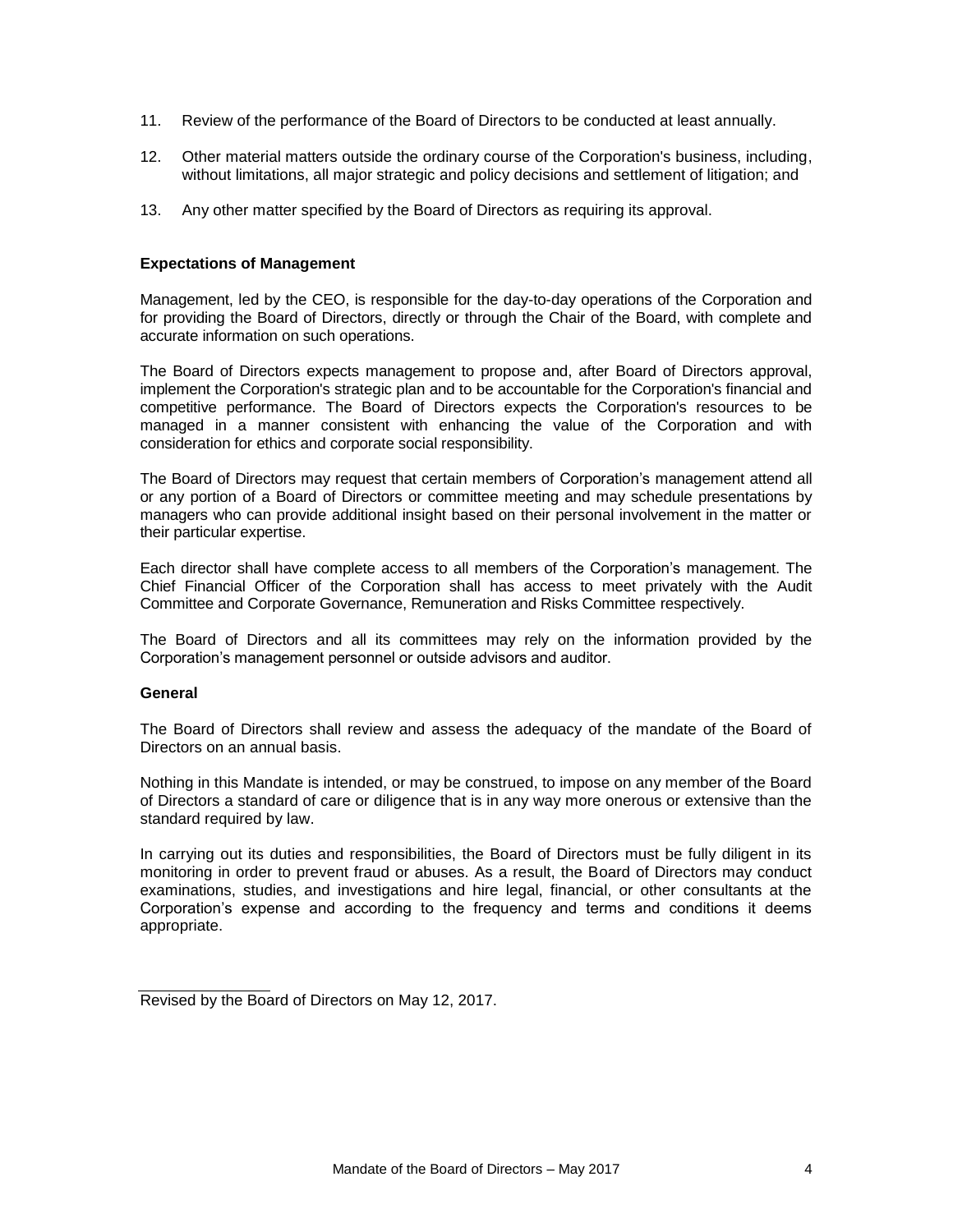11. Review of the performance of the Board of Directors to be conducted at least annually.

12. Other material matters outside the ordinary course of the Corporation's business, including, without limitations, all major strategic and policy decisions and settlement of litigation; and

13. Any other matter specified by the Board of Directors as requiring its approval.

**Expectations of Management**

Management, led by the CEO, is responsible for the day-to-day operations of the Corporation and for providing the Board of Directors, directly or through the Chair of the Board, with complete and accurate information on such operations.

The Board of Directors expects management to propose and, after Board of Directors approval, implement the Corporation's strategic plan and to be accountable for the Corporation's financial and competitive performance. The Board of Directors expects the Corporation's resources to be managed in a manner consistent with enhancing the value of the Corporation and with consideration for ethics and corporate social responsibility.

The Board of Directors may request that certain members of Corporation's management attend all or any portion of a Board of Directors or committee meeting and may schedule presentations by managers who can provide additional insight based on their personal involvement in the matter or their particular expertise.

Each director shall have complete access to all members of the Corporation's management. The Chief Financial Officer of the Corporation shall has access to meet privately with the Audit Committee and Corporate Governance, Remuneration and Risks Committee respectively.

The Board of Directors and all its committees may rely on the information provided by the Corporation's management personnel or outside advisors and auditor.

**General**

The Board of Directors shall review and assess the adequacy of the mandate of the Board of Directors on an annual basis.

Nothing in this Mandate is intended, or may be construed, to impose on any member of the Board of Directors a standard of care or diligence that is in any way more onerous or extensive than the standard required by law.

In carrying out its duties and responsibilities, the Board of Directors must be fully diligent in its monitoring in order to prevent fraud or abuses. As a result, the Board of Directors may conduct examinations, studies, and investigations and hire legal, financial, or other consultants at the Corporation's expense and according to the frequency and terms and conditions it deems appropriate.

---

Revised by the Board of Directors on May 12, 2017.